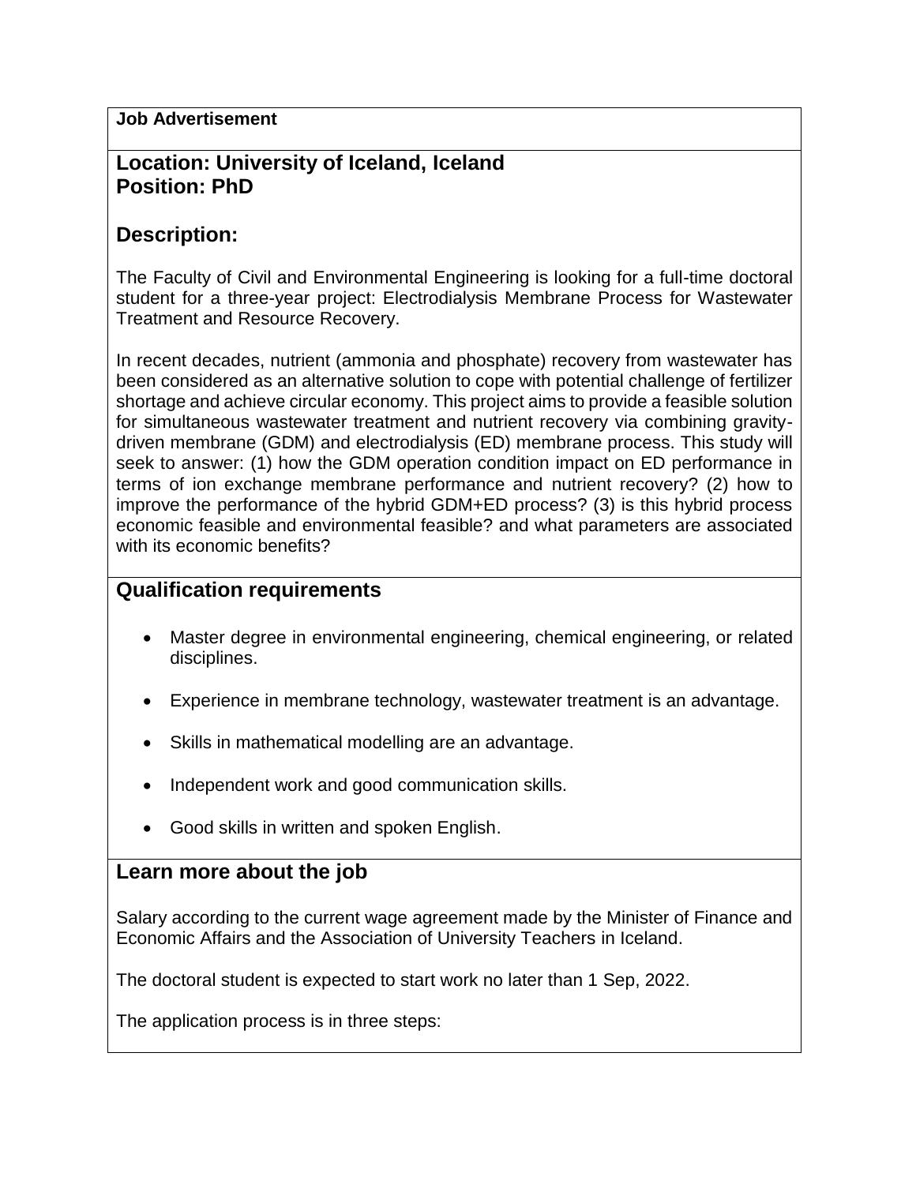**Job Advertisement**

## Location: University of Iceland, Iceland
## Position: PhD

## Description:

The Faculty of Civil and Environmental Engineering is looking for a full-time doctoral student for a three-year project: Electrodialysis Membrane Process for Wastewater Treatment and Resource Recovery.

In recent decades, nutrient (ammonia and phosphate) recovery from wastewater has been considered as an alternative solution to cope with potential challenge of fertilizer shortage and achieve circular economy. This project aims to provide a feasible solution for simultaneous wastewater treatment and nutrient recovery via combining gravity-driven membrane (GDM) and electrodialysis (ED) membrane process. This study will seek to answer: (1) how the GDM operation condition impact on ED performance in terms of ion exchange membrane performance and nutrient recovery? (2) how to improve the performance of the hybrid GDM+ED process? (3) is this hybrid process economic feasible and environmental feasible? and what parameters are associated with its economic benefits?

## Qualification requirements

- Master degree in environmental engineering, chemical engineering, or related disciplines.
- Experience in membrane technology, wastewater treatment is an advantage.
- Skills in mathematical modelling are an advantage.
- Independent work and good communication skills.
- Good skills in written and spoken English.

## Learn more about the job

Salary according to the current wage agreement made by the Minister of Finance and Economic Affairs and the Association of University Teachers in Iceland.

The doctoral student is expected to start work no later than 1 Sep, 2022.

The application process is in three steps: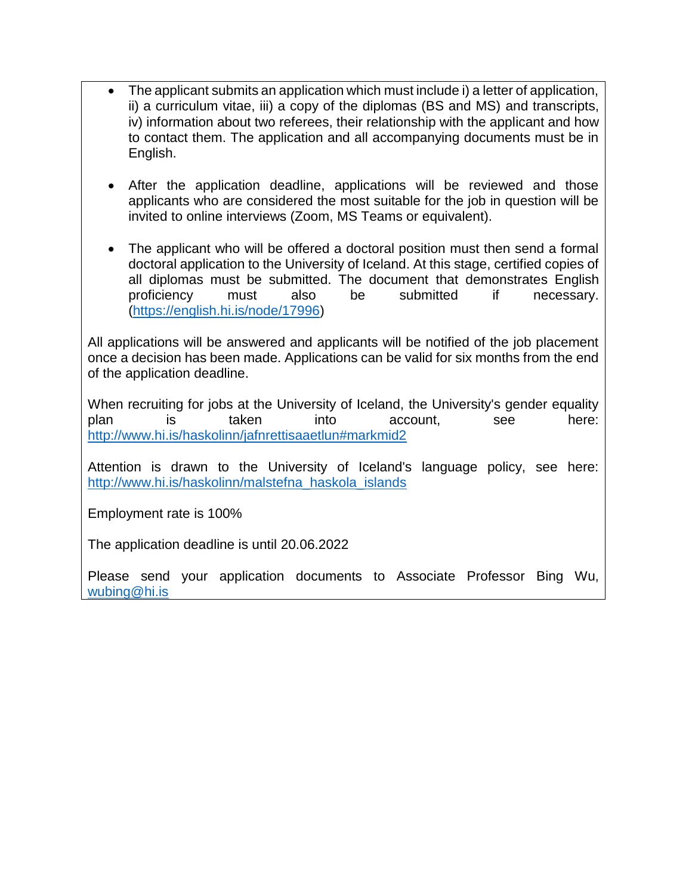- The applicant submits an application which must include i) a letter of application, ii) a curriculum vitae, iii) a copy of the diplomas (BS and MS) and transcripts, iv) information about two referees, their relationship with the applicant and how to contact them. The application and all accompanying documents must be in English.

- After the application deadline, applications will be reviewed and those applicants who are considered the most suitable for the job in question will be invited to online interviews (Zoom, MS Teams or equivalent).

- The applicant who will be offered a doctoral position must then send a formal doctoral application to the University of Iceland. At this stage, certified copies of all diplomas must be submitted. The document that demonstrates English proficiency must also be submitted if necessary. (https://english.hi.is/node/17996)

All applications will be answered and applicants will be notified of the job placement once a decision has been made. Applications can be valid for six months from the end of the application deadline.

When recruiting for jobs at the University of Iceland, the University's gender equality plan is taken into account, see here: http://www.hi.is/haskolinn/jafnrettisaaetlun#markmid2

Attention is drawn to the University of Iceland's language policy, see here: http://www.hi.is/haskolinn/malstefna_haskola_islands

Employment rate is 100%

The application deadline is until 20.06.2022

Please send your application documents to Associate Professor Bing Wu, wubing@hi.is